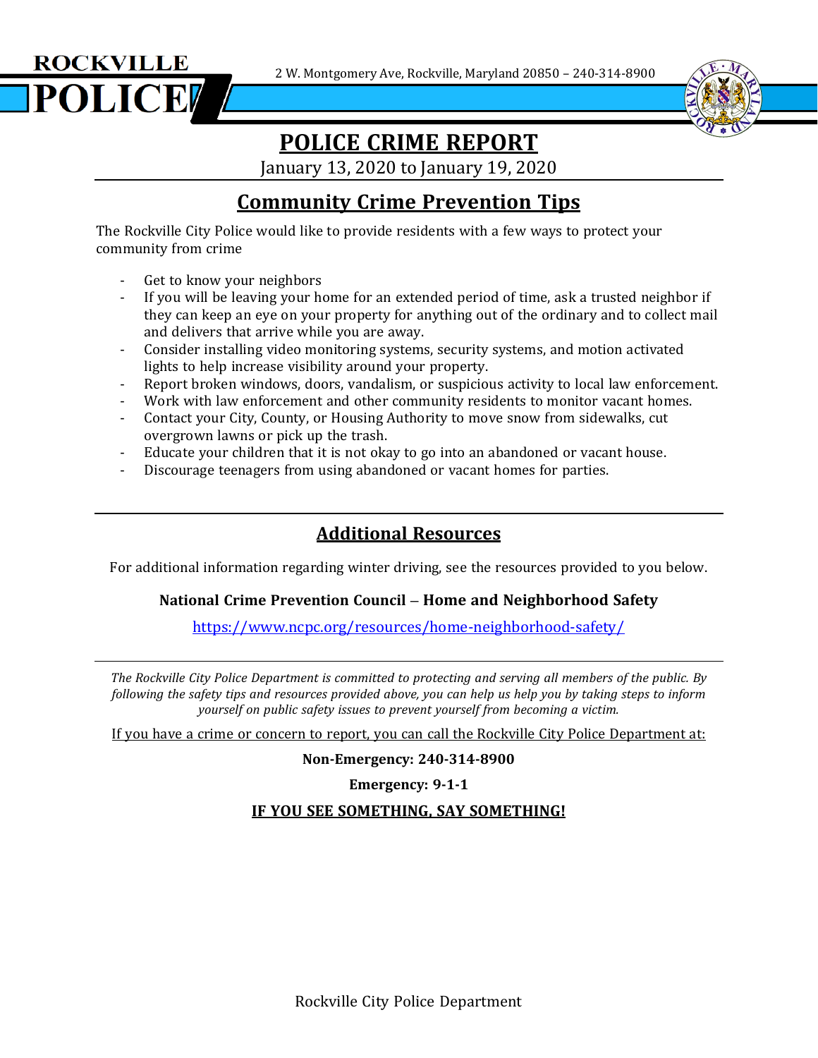**ROCKVILLE POLICE**

2 W. Montgomery Ave, Rockville, Maryland 20850 – 240-314-8900

# POLICE CRIME REPORT

January 13, 2020 to January 19, 2020

## Community Crime Prevention Tips

The Rockville City Police would like to provide residents with a few ways to protect your community from crime

- Get to know your neighbors
- If you will be leaving your home for an extended period of time, ask a trusted neighbor if they can keep an eye on your property for anything out of the ordinary and to collect mail and delivers that arrive while you are away.
- Consider installing video monitoring systems, security systems, and motion activated lights to help increase visibility around your property.
- Report broken windows, doors, vandalism, or suspicious activity to local law enforcement.
- Work with law enforcement and other community residents to monitor vacant homes.
- Contact your City, County, or Housing Authority to move snow from sidewalks, cut overgrown lawns or pick up the trash.
- Educate your children that it is not okay to go into an abandoned or vacant house.
- Discourage teenagers from using abandoned or vacant homes for parties.

## Additional Resources

For additional information regarding winter driving, see the resources provided to you below.

**National Crime Prevention Council – Home and Neighborhood Safety**

https://www.ncpc.org/resources/home-neighborhood-safety/

*The Rockville City Police Department is committed to protecting and serving all members of the public. By following the safety tips and resources provided above, you can help us help you by taking steps to inform yourself on public safety issues to prevent yourself from becoming a victim.*

If you have a crime or concern to report, you can call the Rockville City Police Department at:

**Non-Emergency: 240-314-8900**

**Emergency: 9-1-1**

**IF YOU SEE SOMETHING, SAY SOMETHING!**

Rockville City Police Department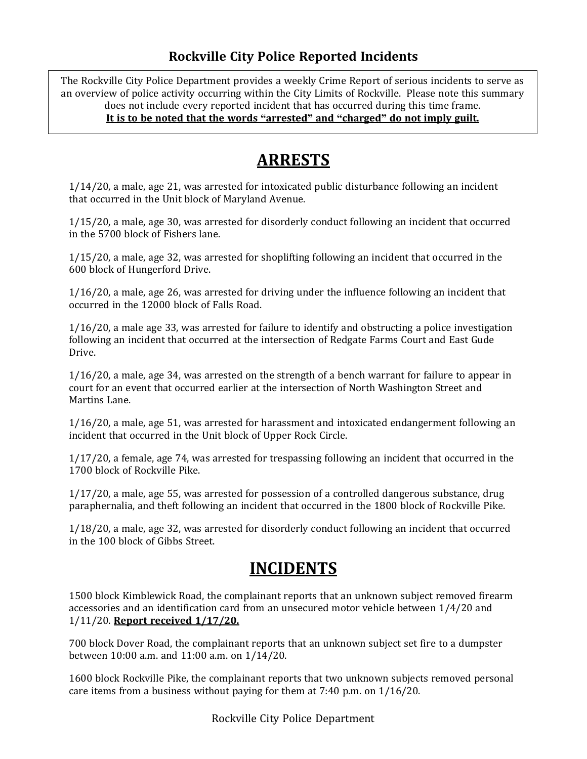# Rockville City Police Reported Incidents

The Rockville City Police Department provides a weekly Crime Report of serious incidents to serve as an overview of police activity occurring within the City Limits of Rockville. Please note this summary does not include every reported incident that has occurred during this time frame.
**It is to be noted that the words "arrested" and "charged" do not imply guilt.**

## ARRESTS

1/14/20, a male, age 21, was arrested for intoxicated public disturbance following an incident that occurred in the Unit block of Maryland Avenue.

1/15/20, a male, age 30, was arrested for disorderly conduct following an incident that occurred in the 5700 block of Fishers lane.

1/15/20, a male, age 32, was arrested for shoplifting following an incident that occurred in the 600 block of Hungerford Drive.

1/16/20, a male, age 26, was arrested for driving under the influence following an incident that occurred in the 12000 block of Falls Road.

1/16/20, a male age 33, was arrested for failure to identify and obstructing a police investigation following an incident that occurred at the intersection of Redgate Farms Court and East Gude Drive.

1/16/20, a male, age 34, was arrested on the strength of a bench warrant for failure to appear in court for an event that occurred earlier at the intersection of North Washington Street and Martins Lane.

1/16/20, a male, age 51, was arrested for harassment and intoxicated endangerment following an incident that occurred in the Unit block of Upper Rock Circle.

1/17/20, a female, age 74, was arrested for trespassing following an incident that occurred in the 1700 block of Rockville Pike.

1/17/20, a male, age 55, was arrested for possession of a controlled dangerous substance, drug paraphernalia, and theft following an incident that occurred in the 1800 block of Rockville Pike.

1/18/20, a male, age 32, was arrested for disorderly conduct following an incident that occurred in the 100 block of Gibbs Street.

## INCIDENTS

1500 block Kimblewick Road, the complainant reports that an unknown subject removed firearm accessories and an identification card from an unsecured motor vehicle between 1/4/20 and 1/11/20. **Report received 1/17/20.**

700 block Dover Road, the complainant reports that an unknown subject set fire to a dumpster between 10:00 a.m. and 11:00 a.m. on 1/14/20.

1600 block Rockville Pike, the complainant reports that two unknown subjects removed personal care items from a business without paying for them at 7:40 p.m. on 1/16/20.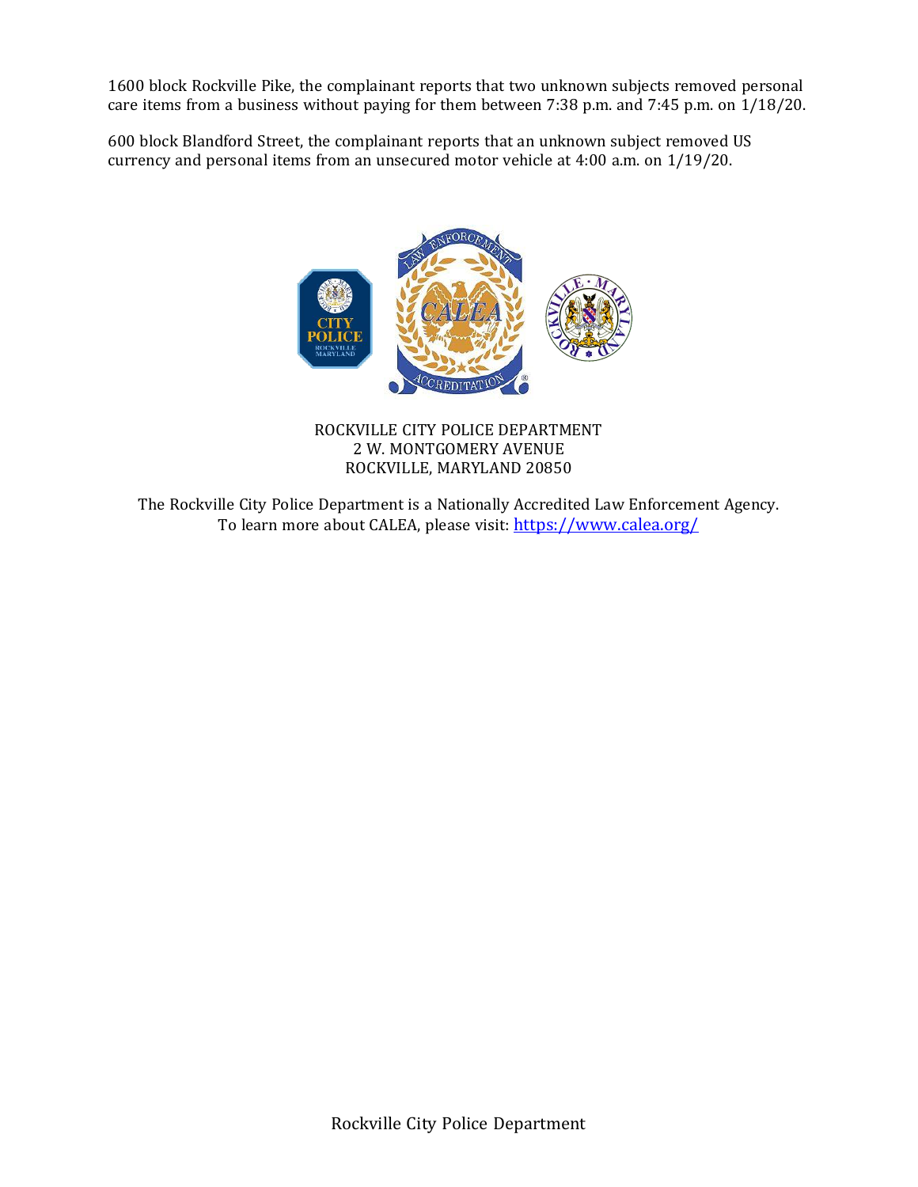1600 block Rockville Pike, the complainant reports that two unknown subjects removed personal care items from a business without paying for them between 7:38 p.m. and 7:45 p.m. on 1/18/20.

600 block Blandford Street, the complainant reports that an unknown subject removed US currency and personal items from an unsecured motor vehicle at 4:00 a.m. on 1/19/20.

ROCKVILLE CITY POLICE DEPARTMENT
2 W. MONTGOMERY AVENUE
ROCKVILLE, MARYLAND 20850

The Rockville City Police Department is a Nationally Accredited Law Enforcement Agency.
To learn more about CALEA, please visit: https://www.calea.org/